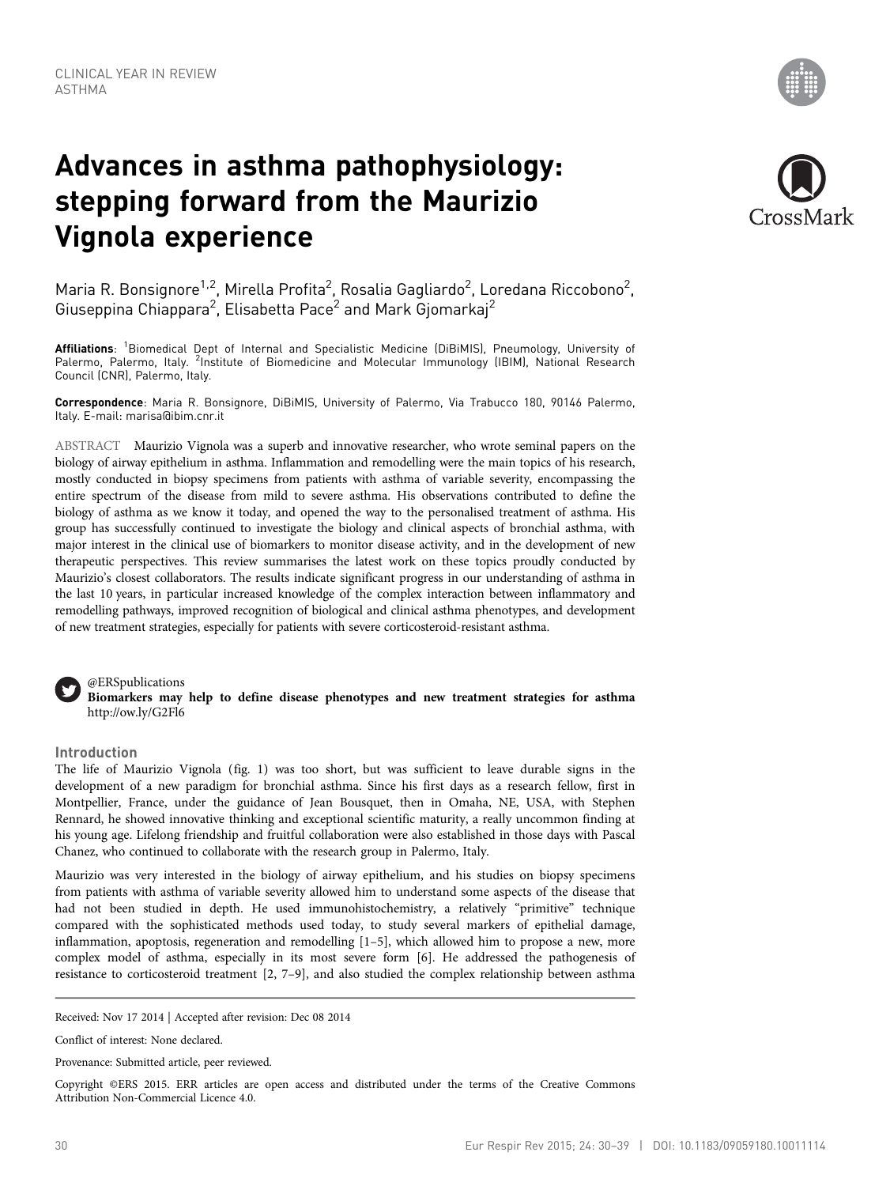CLINICAL YEAR IN REVIEW
ASTHMA

# Advances in asthma pathophysiology: stepping forward from the Maurizio Vignola experience

Maria R. Bonsignore[1,2], Mirella Profita[2], Rosalia Gagliardo[2], Loredana Riccobono[2], Giuseppina Chiappara[2], Elisabetta Pace[2] and Mark Gjomarkaj[2]

**Affiliations**: [1]Biomedical Dept of Internal and Specialistic Medicine (DiBiMIS), Pneumology, University of Palermo, Palermo, Italy. [2]Institute of Biomedicine and Molecular Immunology (IBIM), National Research Council (CNR), Palermo, Italy.

**Correspondence**: Maria R. Bonsignore, DiBiMIS, University of Palermo, Via Trabucco 180, 90146 Palermo, Italy. E-mail: marisa@ibim.cnr.it

ABSTRACT Maurizio Vignola was a superb and innovative researcher, who wrote seminal papers on the biology of airway epithelium in asthma. Inflammation and remodelling were the main topics of his research, mostly conducted in biopsy specimens from patients with asthma of variable severity, encompassing the entire spectrum of the disease from mild to severe asthma. His observations contributed to define the biology of asthma as we know it today, and opened the way to the personalised treatment of asthma. His group has successfully continued to investigate the biology and clinical aspects of bronchial asthma, with major interest in the clinical use of biomarkers to monitor disease activity, and in the development of new therapeutic perspectives. This review summarises the latest work on these topics proudly conducted by Maurizio's closest collaborators. The results indicate significant progress in our understanding of asthma in the last 10 years, in particular increased knowledge of the complex interaction between inflammatory and remodelling pathways, improved recognition of biological and clinical asthma phenotypes, and development of new treatment strategies, especially for patients with severe corticosteroid-resistant asthma.

@ERSpublications
**Biomarkers may help to define disease phenotypes and new treatment strategies for asthma** http://ow.ly/G2Fl6

## Introduction

The life of Maurizio Vignola (fig. 1) was too short, but was sufficient to leave durable signs in the development of a new paradigm for bronchial asthma. Since his first days as a research fellow, first in Montpellier, France, under the guidance of Jean Bousquet, then in Omaha, NE, USA, with Stephen Rennard, he showed innovative thinking and exceptional scientific maturity, a really uncommon finding at his young age. Lifelong friendship and fruitful collaboration were also established in those days with Pascal Chanez, who continued to collaborate with the research group in Palermo, Italy.

Maurizio was very interested in the biology of airway epithelium, and his studies on biopsy specimens from patients with asthma of variable severity allowed him to understand some aspects of the disease that had not been studied in depth. He used immunohistochemistry, a relatively "primitive" technique compared with the sophisticated methods used today, to study several markers of epithelial damage, inflammation, apoptosis, regeneration and remodelling [1–5], which allowed him to propose a new, more complex model of asthma, especially in its most severe form [6]. He addressed the pathogenesis of resistance to corticosteroid treatment [2, 7–9], and also studied the complex relationship between asthma

Received: Nov 17 2014 | Accepted after revision: Dec 08 2014

Conflict of interest: None declared.

Provenance: Submitted article, peer reviewed.

Copyright ©ERS 2015. ERR articles are open access and distributed under the terms of the Creative Commons Attribution Non-Commercial Licence 4.0.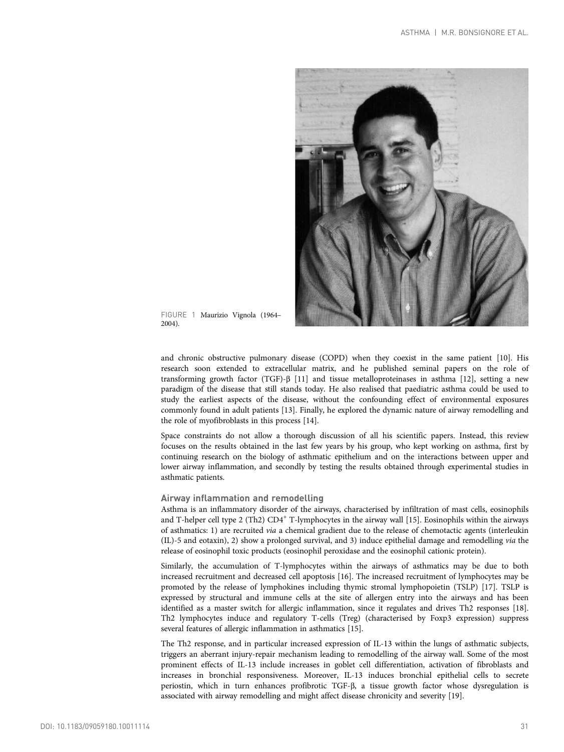FIGURE 1 Maurizio Vignola (1964–2004).

and chronic obstructive pulmonary disease (COPD) when they coexist in the same patient [10]. His research soon extended to extracellular matrix, and he published seminal papers on the role of transforming growth factor (TGF)-β [11] and tissue metalloproteinases in asthma [12], setting a new paradigm of the disease that still stands today. He also realised that paediatric asthma could be used to study the earliest aspects of the disease, without the confounding effect of environmental exposures commonly found in adult patients [13]. Finally, he explored the dynamic nature of airway remodelling and the role of myofibroblasts in this process [14].

Space constraints do not allow a thorough discussion of all his scientific papers. Instead, this review focuses on the results obtained in the last few years by his group, who kept working on asthma, first by continuing research on the biology of asthmatic epithelium and on the interactions between upper and lower airway inflammation, and secondly by testing the results obtained through experimental studies in asthmatic patients.

## Airway inflammation and remodelling

Asthma is an inflammatory disorder of the airways, characterised by infiltration of mast cells, eosinophils and T-helper cell type 2 (Th2) $CD4^+$ T-lymphocytes in the airway wall [15]. Eosinophils within the airways of asthmatics: 1) are recruited *via* a chemical gradient due to the release of chemotactic agents (interleukin (IL)-5 and eotaxin), 2) show a prolonged survival, and 3) induce epithelial damage and remodelling *via* the release of eosinophil toxic products (eosinophil peroxidase and the eosinophil cationic protein).

Similarly, the accumulation of T-lymphocytes within the airways of asthmatics may be due to both increased recruitment and decreased cell apoptosis [16]. The increased recruitment of lymphocytes may be promoted by the release of lymphokines including thymic stromal lymphopoietin (TSLP) [17]. TSLP is expressed by structural and immune cells at the site of allergen entry into the airways and has been identified as a master switch for allergic inflammation, since it regulates and drives Th2 responses [18]. Th2 lymphocytes induce and regulatory T-cells (Treg) (characterised by Foxp3 expression) suppress several features of allergic inflammation in asthmatics [15].

The Th2 response, and in particular increased expression of IL-13 within the lungs of asthmatic subjects, triggers an aberrant injury-repair mechanism leading to remodelling of the airway wall. Some of the most prominent effects of IL-13 include increases in goblet cell differentiation, activation of fibroblasts and increases in bronchial responsiveness. Moreover, IL-13 induces bronchial epithelial cells to secrete periostin, which in turn enhances profibrotic TGF-β, a tissue growth factor whose dysregulation is associated with airway remodelling and might affect disease chronicity and severity [19].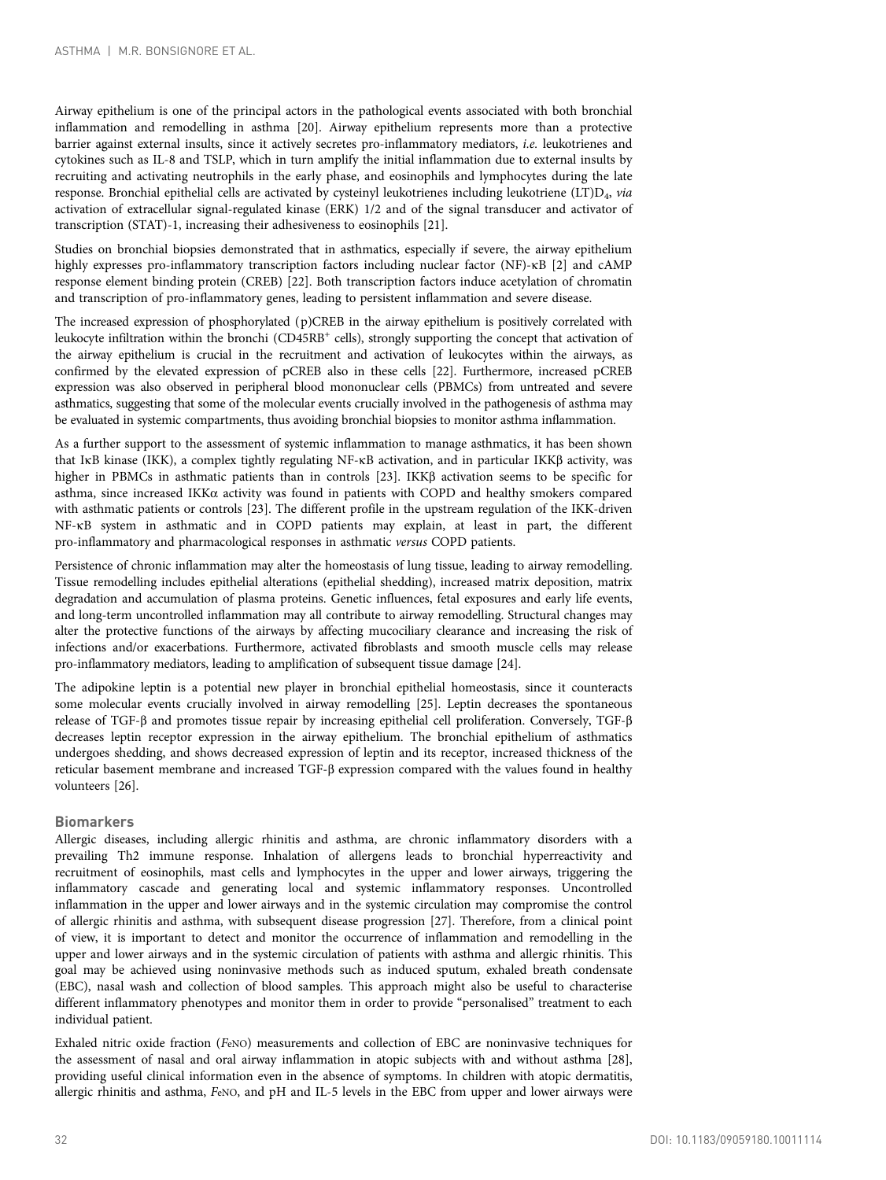Airway epithelium is one of the principal actors in the pathological events associated with both bronchial inflammation and remodelling in asthma [20]. Airway epithelium represents more than a protective barrier against external insults, since it actively secretes pro-inflammatory mediators, *i.e.* leukotrienes and cytokines such as IL-8 and TSLP, which in turn amplify the initial inflammation due to external insults by recruiting and activating neutrophils in the early phase, and eosinophils and lymphocytes during the late response. Bronchial epithelial cells are activated by cysteinyl leukotrienes including leukotriene (LT)$D_4$, *via* activation of extracellular signal-regulated kinase (ERK) 1/2 and of the signal transducer and activator of transcription (STAT)-1, increasing their adhesiveness to eosinophils [21].

Studies on bronchial biopsies demonstrated that in asthmatics, especially if severe, the airway epithelium highly expresses pro-inflammatory transcription factors including nuclear factor (NF)-κB [2] and cAMP response element binding protein (CREB) [22]. Both transcription factors induce acetylation of chromatin and transcription of pro-inflammatory genes, leading to persistent inflammation and severe disease.

The increased expression of phosphorylated (p)CREB in the airway epithelium is positively correlated with leukocyte infiltration within the bronchi ($CD45RB^+$ cells), strongly supporting the concept that activation of the airway epithelium is crucial in the recruitment and activation of leukocytes within the airways, as confirmed by the elevated expression of pCREB also in these cells [22]. Furthermore, increased pCREB expression was also observed in peripheral blood mononuclear cells (PBMCs) from untreated and severe asthmatics, suggesting that some of the molecular events crucially involved in the pathogenesis of asthma may be evaluated in systemic compartments, thus avoiding bronchial biopsies to monitor asthma inflammation.

As a further support to the assessment of systemic inflammation to manage asthmatics, it has been shown that IκB kinase (IKK), a complex tightly regulating NF-κB activation, and in particular IKKβ activity, was higher in PBMCs in asthmatic patients than in controls [23]. IKKβ activation seems to be specific for asthma, since increased IKKα activity was found in patients with COPD and healthy smokers compared with asthmatic patients or controls [23]. The different profile in the upstream regulation of the IKK-driven NF-κB system in asthmatic and in COPD patients may explain, at least in part, the different pro-inflammatory and pharmacological responses in asthmatic *versus* COPD patients.

Persistence of chronic inflammation may alter the homeostasis of lung tissue, leading to airway remodelling. Tissue remodelling includes epithelial alterations (epithelial shedding), increased matrix deposition, matrix degradation and accumulation of plasma proteins. Genetic influences, fetal exposures and early life events, and long-term uncontrolled inflammation may all contribute to airway remodelling. Structural changes may alter the protective functions of the airways by affecting mucociliary clearance and increasing the risk of infections and/or exacerbations. Furthermore, activated fibroblasts and smooth muscle cells may release pro-inflammatory mediators, leading to amplification of subsequent tissue damage [24].

The adipokine leptin is a potential new player in bronchial epithelial homeostasis, since it counteracts some molecular events crucially involved in airway remodelling [25]. Leptin decreases the spontaneous release of TGF-β and promotes tissue repair by increasing epithelial cell proliferation. Conversely, TGF-β decreases leptin receptor expression in the airway epithelium. The bronchial epithelium of asthmatics undergoes shedding, and shows decreased expression of leptin and its receptor, increased thickness of the reticular basement membrane and increased TGF-β expression compared with the values found in healthy volunteers [26].

## Biomarkers

Allergic diseases, including allergic rhinitis and asthma, are chronic inflammatory disorders with a prevailing Th2 immune response. Inhalation of allergens leads to bronchial hyperreactivity and recruitment of eosinophils, mast cells and lymphocytes in the upper and lower airways, triggering the inflammatory cascade and generating local and systemic inflammatory responses. Uncontrolled inflammation in the upper and lower airways and in the systemic circulation may compromise the control of allergic rhinitis and asthma, with subsequent disease progression [27]. Therefore, from a clinical point of view, it is important to detect and monitor the occurrence of inflammation and remodelling in the upper and lower airways and in the systemic circulation of patients with asthma and allergic rhinitis. This goal may be achieved using noninvasive methods such as induced sputum, exhaled breath condensate (EBC), nasal wash and collection of blood samples. This approach might also be useful to characterise different inflammatory phenotypes and monitor them in order to provide "personalised" treatment to each individual patient.

Exhaled nitric oxide fraction ($F_{eNO}$) measurements and collection of EBC are noninvasive techniques for the assessment of nasal and oral airway inflammation in atopic subjects with and without asthma [28], providing useful clinical information even in the absence of symptoms. In children with atopic dermatitis, allergic rhinitis and asthma, $F_{eNO}$, and pH and IL-5 levels in the EBC from upper and lower airways were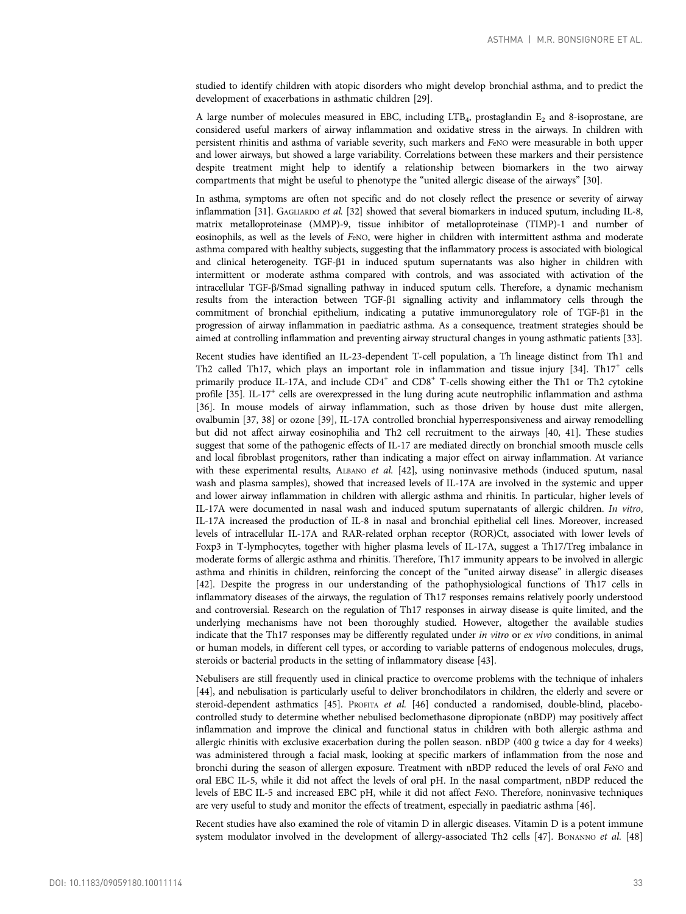studied to identify children with atopic disorders who might develop bronchial asthma, and to predict the development of exacerbations in asthmatic children [29].

A large number of molecules measured in EBC, including $LTB_4$, prostaglandin $E_2$ and 8-isoprostane, are considered useful markers of airway inflammation and oxidative stress in the airways. In children with persistent rhinitis and asthma of variable severity, such markers and *F*eNO were measurable in both upper and lower airways, but showed a large variability. Correlations between these markers and their persistence despite treatment might help to identify a relationship between biomarkers in the two airway compartments that might be useful to phenotype the "united allergic disease of the airways" [30].

In asthma, symptoms are often not specific and do not closely reflect the presence or severity of airway inflammation [31]. Gagliardo *et al.* [32] showed that several biomarkers in induced sputum, including IL-8, matrix metalloproteinase (MMP)-9, tissue inhibitor of metalloproteinase (TIMP)-1 and number of eosinophils, as well as the levels of *F*eNO, were higher in children with intermittent asthma and moderate asthma compared with healthy subjects, suggesting that the inflammatory process is associated with biological and clinical heterogeneity. TGF-β1 in induced sputum supernatants was also higher in children with intermittent or moderate asthma compared with controls, and was associated with activation of the intracellular TGF-β/Smad signalling pathway in induced sputum cells. Therefore, a dynamic mechanism results from the interaction between TGF-β1 signalling activity and inflammatory cells through the commitment of bronchial epithelium, indicating a putative immunoregulatory role of TGF-β1 in the progression of airway inflammation in paediatric asthma. As a consequence, treatment strategies should be aimed at controlling inflammation and preventing airway structural changes in young asthmatic patients [33].

Recent studies have identified an IL-23-dependent T-cell population, a Th lineage distinct from Th1 and Th2 called Th17, which plays an important role in inflammation and tissue injury [34]. $Th17^+$ cells primarily produce IL-17A, and include $CD4^+$ and $CD8^+$ T-cells showing either the Th1 or Th2 cytokine profile [35]. $IL\text{-}17^+$ cells are overexpressed in the lung during acute neutrophilic inflammation and asthma [36]. In mouse models of airway inflammation, such as those driven by house dust mite allergen, ovalbumin [37, 38] or ozone [39], IL-17A controlled bronchial hyperresponsiveness and airway remodelling but did not affect airway eosinophilia and Th2 cell recruitment to the airways [40, 41]. These studies suggest that some of the pathogenic effects of IL-17 are mediated directly on bronchial smooth muscle cells and local fibroblast progenitors, rather than indicating a major effect on airway inflammation. At variance with these experimental results, Albano *et al.* [42], using noninvasive methods (induced sputum, nasal wash and plasma samples), showed that increased levels of IL-17A are involved in the systemic and upper and lower airway inflammation in children with allergic asthma and rhinitis. In particular, higher levels of IL-17A were documented in nasal wash and induced sputum supernatants of allergic children. *In vitro*, IL-17A increased the production of IL-8 in nasal and bronchial epithelial cell lines. Moreover, increased levels of intracellular IL-17A and RAR-related orphan receptor (ROR)Ct, associated with lower levels of Foxp3 in T-lymphocytes, together with higher plasma levels of IL-17A, suggest a Th17/Treg imbalance in moderate forms of allergic asthma and rhinitis. Therefore, Th17 immunity appears to be involved in allergic asthma and rhinitis in children, reinforcing the concept of the "united airway disease" in allergic diseases [42]. Despite the progress in our understanding of the pathophysiological functions of Th17 cells in inflammatory diseases of the airways, the regulation of Th17 responses remains relatively poorly understood and controversial. Research on the regulation of Th17 responses in airway disease is quite limited, and the underlying mechanisms have not been thoroughly studied. However, altogether the available studies indicate that the Th17 responses may be differently regulated under *in vitro* or *ex vivo* conditions, in animal or human models, in different cell types, or according to variable patterns of endogenous molecules, drugs, steroids or bacterial products in the setting of inflammatory disease [43].

Nebulisers are still frequently used in clinical practice to overcome problems with the technique of inhalers [44], and nebulisation is particularly useful to deliver bronchodilators in children, the elderly and severe or steroid-dependent asthmatics [45]. Profita *et al.* [46] conducted a randomised, double-blind, placebo-controlled study to determine whether nebulised beclomethasone dipropionate (nBDP) may positively affect inflammation and improve the clinical and functional status in children with both allergic asthma and allergic rhinitis with exclusive exacerbation during the pollen season. nBDP (400 g twice a day for 4 weeks) was administered through a facial mask, looking at specific markers of inflammation from the nose and bronchi during the season of allergen exposure. Treatment with nBDP reduced the levels of oral *F*eNO and oral EBC IL-5, while it did not affect the levels of oral pH. In the nasal compartment, nBDP reduced the levels of EBC IL-5 and increased EBC pH, while it did not affect *F*eNO. Therefore, noninvasive techniques are very useful to study and monitor the effects of treatment, especially in paediatric asthma [46].

Recent studies have also examined the role of vitamin D in allergic diseases. Vitamin D is a potent immune system modulator involved in the development of allergy-associated Th2 cells [47]. Bonanno *et al.* [48]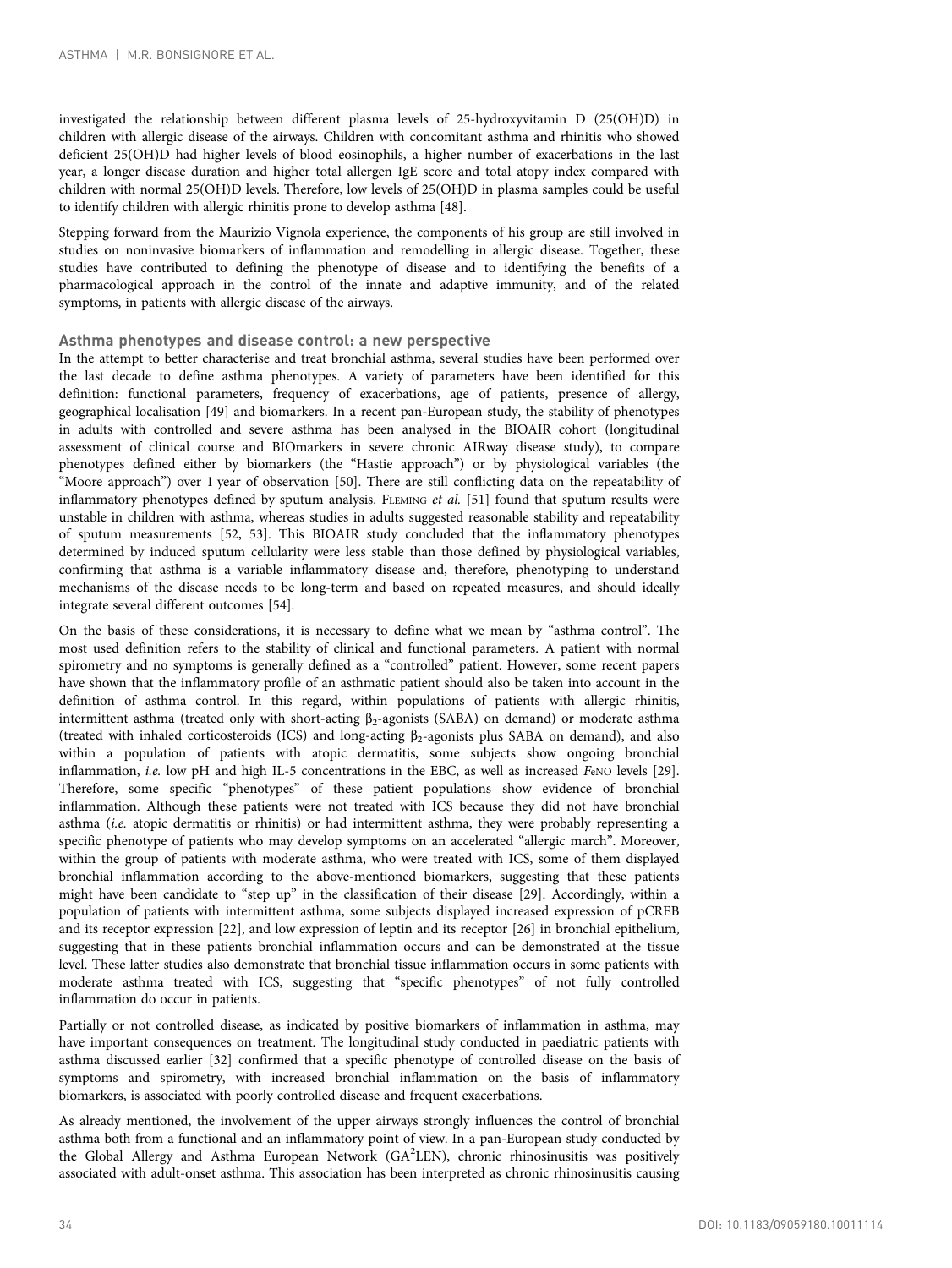investigated the relationship between different plasma levels of 25-hydroxyvitamin D (25(OH)D) in children with allergic disease of the airways. Children with concomitant asthma and rhinitis who showed deficient 25(OH)D had higher levels of blood eosinophils, a higher number of exacerbations in the last year, a longer disease duration and higher total allergen IgE score and total atopy index compared with children with normal 25(OH)D levels. Therefore, low levels of 25(OH)D in plasma samples could be useful to identify children with allergic rhinitis prone to develop asthma [48].

Stepping forward from the Maurizio Vignola experience, the components of his group are still involved in studies on noninvasive biomarkers of inflammation and remodelling in allergic disease. Together, these studies have contributed to defining the phenotype of disease and to identifying the benefits of a pharmacological approach in the control of the innate and adaptive immunity, and of the related symptoms, in patients with allergic disease of the airways.

## Asthma phenotypes and disease control: a new perspective

In the attempt to better characterise and treat bronchial asthma, several studies have been performed over the last decade to define asthma phenotypes. A variety of parameters have been identified for this definition: functional parameters, frequency of exacerbations, age of patients, presence of allergy, geographical localisation [49] and biomarkers. In a recent pan-European study, the stability of phenotypes in adults with controlled and severe asthma has been analysed in the BIOAIR cohort (longitudinal assessment of clinical course and BIOmarkers in severe chronic AIRway disease study), to compare phenotypes defined either by biomarkers (the "Hastie approach") or by physiological variables (the "Moore approach") over 1 year of observation [50]. There are still conflicting data on the repeatability of inflammatory phenotypes defined by sputum analysis. Fleming *et al.* [51] found that sputum results were unstable in children with asthma, whereas studies in adults suggested reasonable stability and repeatability of sputum measurements [52, 53]. This BIOAIR study concluded that the inflammatory phenotypes determined by induced sputum cellularity were less stable than those defined by physiological variables, confirming that asthma is a variable inflammatory disease and, therefore, phenotyping to understand mechanisms of the disease needs to be long-term and based on repeated measures, and should ideally integrate several different outcomes [54].

On the basis of these considerations, it is necessary to define what we mean by "asthma control". The most used definition refers to the stability of clinical and functional parameters. A patient with normal spirometry and no symptoms is generally defined as a "controlled" patient. However, some recent papers have shown that the inflammatory profile of an asthmatic patient should also be taken into account in the definition of asthma control. In this regard, within populations of patients with allergic rhinitis, intermittent asthma (treated only with short-acting $\beta_2$-agonists (SABA) on demand) or moderate asthma (treated with inhaled corticosteroids (ICS) and long-acting $\beta_2$-agonists plus SABA on demand), and also within a population of patients with atopic dermatitis, some subjects show ongoing bronchial inflammation, *i.e.* low pH and high IL-5 concentrations in the EBC, as well as increased *F*eNO levels [29]. Therefore, some specific "phenotypes" of these patient populations show evidence of bronchial inflammation. Although these patients were not treated with ICS because they did not have bronchial asthma (*i.e.* atopic dermatitis or rhinitis) or had intermittent asthma, they were probably representing a specific phenotype of patients who may develop symptoms on an accelerated "allergic march". Moreover, within the group of patients with moderate asthma, who were treated with ICS, some of them displayed bronchial inflammation according to the above-mentioned biomarkers, suggesting that these patients might have been candidate to "step up" in the classification of their disease [29]. Accordingly, within a population of patients with intermittent asthma, some subjects displayed increased expression of pCREB and its receptor expression [22], and low expression of leptin and its receptor [26] in bronchial epithelium, suggesting that in these patients bronchial inflammation occurs and can be demonstrated at the tissue level. These latter studies also demonstrate that bronchial tissue inflammation occurs in some patients with moderate asthma treated with ICS, suggesting that "specific phenotypes" of not fully controlled inflammation do occur in patients.

Partially or not controlled disease, as indicated by positive biomarkers of inflammation in asthma, may have important consequences on treatment. The longitudinal study conducted in paediatric patients with asthma discussed earlier [32] confirmed that a specific phenotype of controlled disease on the basis of symptoms and spirometry, with increased bronchial inflammation on the basis of inflammatory biomarkers, is associated with poorly controlled disease and frequent exacerbations.

As already mentioned, the involvement of the upper airways strongly influences the control of bronchial asthma both from a functional and an inflammatory point of view. In a pan-European study conducted by the Global Allergy and Asthma European Network (GA$^2$LEN), chronic rhinosinusitis was positively associated with adult-onset asthma. This association has been interpreted as chronic rhinosinusitis causing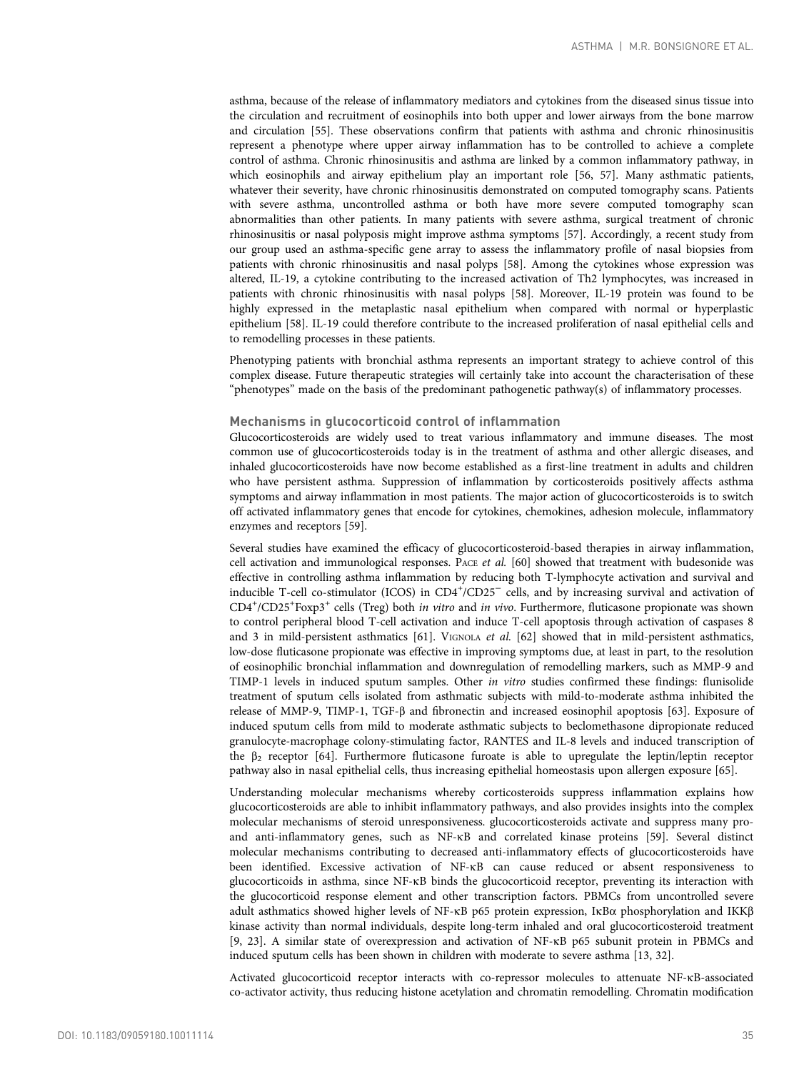asthma, because of the release of inflammatory mediators and cytokines from the diseased sinus tissue into the circulation and recruitment of eosinophils into both upper and lower airways from the bone marrow and circulation [55]. These observations confirm that patients with asthma and chronic rhinosinusitis represent a phenotype where upper airway inflammation has to be controlled to achieve a complete control of asthma. Chronic rhinosinusitis and asthma are linked by a common inflammatory pathway, in which eosinophils and airway epithelium play an important role [56, 57]. Many asthmatic patients, whatever their severity, have chronic rhinosinusitis demonstrated on computed tomography scans. Patients with severe asthma, uncontrolled asthma or both have more severe computed tomography scan abnormalities than other patients. In many patients with severe asthma, surgical treatment of chronic rhinosinusitis or nasal polyposis might improve asthma symptoms [57]. Accordingly, a recent study from our group used an asthma-specific gene array to assess the inflammatory profile of nasal biopsies from patients with chronic rhinosinusitis and nasal polyps [58]. Among the cytokines whose expression was altered, IL-19, a cytokine contributing to the increased activation of Th2 lymphocytes, was increased in patients with chronic rhinosinusitis with nasal polyps [58]. Moreover, IL-19 protein was found to be highly expressed in the metaplastic nasal epithelium when compared with normal or hyperplastic epithelium [58]. IL-19 could therefore contribute to the increased proliferation of nasal epithelial cells and to remodelling processes in these patients.

Phenotyping patients with bronchial asthma represents an important strategy to achieve control of this complex disease. Future therapeutic strategies will certainly take into account the characterisation of these "phenotypes" made on the basis of the predominant pathogenetic pathway(s) of inflammatory processes.

## Mechanisms in glucocorticoid control of inflammation

Glucocorticosteroids are widely used to treat various inflammatory and immune diseases. The most common use of glucocorticosteroids today is in the treatment of asthma and other allergic diseases, and inhaled glucocorticosteroids have now become established as a first-line treatment in adults and children who have persistent asthma. Suppression of inflammation by corticosteroids positively affects asthma symptoms and airway inflammation in most patients. The major action of glucocorticosteroids is to switch off activated inflammatory genes that encode for cytokines, chemokines, adhesion molecule, inflammatory enzymes and receptors [59].

Several studies have examined the efficacy of glucocorticosteroid-based therapies in airway inflammation, cell activation and immunological responses. Pace *et al.* [60] showed that treatment with budesonide was effective in controlling asthma inflammation by reducing both T-lymphocyte activation and survival and inducible T-cell co-stimulator (ICOS) in $CD4^+/CD25^-$ cells, and by increasing survival and activation of $CD4^+/CD25^+Foxp3^+$ cells (Treg) both *in vitro* and *in vivo*. Furthermore, fluticasone propionate was shown to control peripheral blood T-cell activation and induce T-cell apoptosis through activation of caspases 8 and 3 in mild-persistent asthmatics [61]. Vignola *et al.* [62] showed that in mild-persistent asthmatics, low-dose fluticasone propionate was effective in improving symptoms due, at least in part, to the resolution of eosinophilic bronchial inflammation and downregulation of remodelling markers, such as MMP-9 and TIMP-1 levels in induced sputum samples. Other *in vitro* studies confirmed these findings: flunisolide treatment of sputum cells isolated from asthmatic subjects with mild-to-moderate asthma inhibited the release of MMP-9, TIMP-1, TGF-β and fibronectin and increased eosinophil apoptosis [63]. Exposure of induced sputum cells from mild to moderate asthmatic subjects to beclomethasone dipropionate reduced granulocyte-macrophage colony-stimulating factor, RANTES and IL-8 levels and induced transcription of the $\beta_2$ receptor [64]. Furthermore fluticasone furoate is able to upregulate the leptin/leptin receptor pathway also in nasal epithelial cells, thus increasing epithelial homeostasis upon allergen exposure [65].

Understanding molecular mechanisms whereby corticosteroids suppress inflammation explains how glucocorticosteroids are able to inhibit inflammatory pathways, and also provides insights into the complex molecular mechanisms of steroid unresponsiveness. glucocorticosteroids activate and suppress many pro- and anti-inflammatory genes, such as NF-κB and correlated kinase proteins [59]. Several distinct molecular mechanisms contributing to decreased anti-inflammatory effects of glucocorticosteroids have been identified. Excessive activation of NF-κB can cause reduced or absent responsiveness to glucocorticoids in asthma, since NF-κB binds the glucocorticoid receptor, preventing its interaction with the glucocorticoid response element and other transcription factors. PBMCs from uncontrolled severe adult asthmatics showed higher levels of NF-κB p65 protein expression, IκBα phosphorylation and IKKβ kinase activity than normal individuals, despite long-term inhaled and oral glucocorticosteroid treatment [9, 23]. A similar state of overexpression and activation of NF-κB p65 subunit protein in PBMCs and induced sputum cells has been shown in children with moderate to severe asthma [13, 32].

Activated glucocorticoid receptor interacts with co-repressor molecules to attenuate NF-κB-associated co-activator activity, thus reducing histone acetylation and chromatin remodelling. Chromatin modification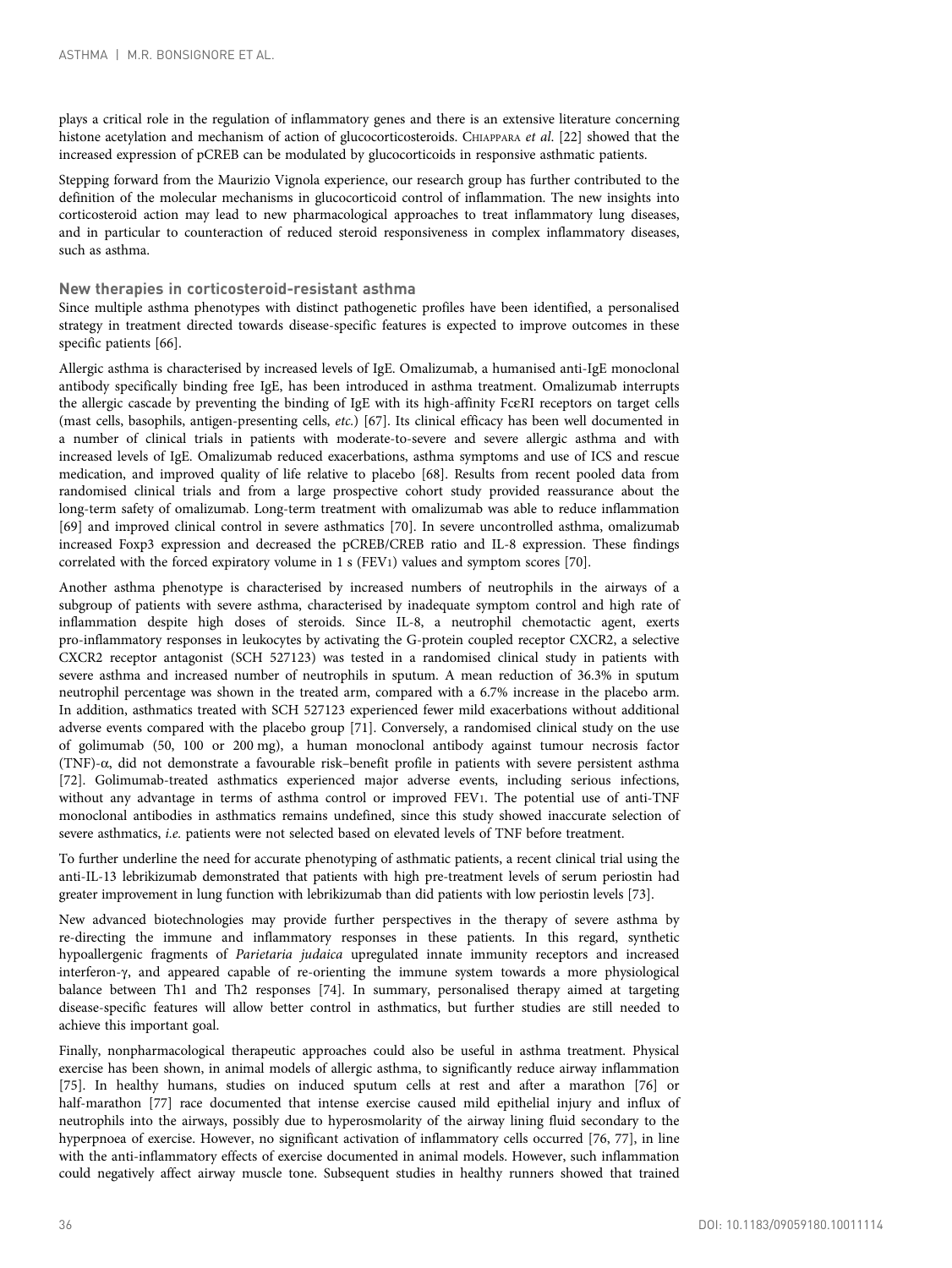plays a critical role in the regulation of inflammatory genes and there is an extensive literature concerning histone acetylation and mechanism of action of glucocorticosteroids. CHIAPPARA *et al.* [22] showed that the increased expression of pCREB can be modulated by glucocorticoids in responsive asthmatic patients.

Stepping forward from the Maurizio Vignola experience, our research group has further contributed to the definition of the molecular mechanisms in glucocorticoid control of inflammation. The new insights into corticosteroid action may lead to new pharmacological approaches to treat inflammatory lung diseases, and in particular to counteraction of reduced steroid responsiveness in complex inflammatory diseases, such as asthma.

## New therapies in corticosteroid-resistant asthma

Since multiple asthma phenotypes with distinct pathogenetic profiles have been identified, a personalised strategy in treatment directed towards disease-specific features is expected to improve outcomes in these specific patients [66].

Allergic asthma is characterised by increased levels of IgE. Omalizumab, a humanised anti-IgE monoclonal antibody specifically binding free IgE, has been introduced in asthma treatment. Omalizumab interrupts the allergic cascade by preventing the binding of IgE with its high-affinity FcεRI receptors on target cells (mast cells, basophils, antigen-presenting cells, *etc.*) [67]. Its clinical efficacy has been well documented in a number of clinical trials in patients with moderate-to-severe and severe allergic asthma and with increased levels of IgE. Omalizumab reduced exacerbations, asthma symptoms and use of ICS and rescue medication, and improved quality of life relative to placebo [68]. Results from recent pooled data from randomised clinical trials and from a large prospective cohort study provided reassurance about the long-term safety of omalizumab. Long-term treatment with omalizumab was able to reduce inflammation [69] and improved clinical control in severe asthmatics [70]. In severe uncontrolled asthma, omalizumab increased Foxp3 expression and decreased the pCREB/CREB ratio and IL-8 expression. These findings correlated with the forced expiratory volume in 1 s ($FEV_1$) values and symptom scores [70].

Another asthma phenotype is characterised by increased numbers of neutrophils in the airways of a subgroup of patients with severe asthma, characterised by inadequate symptom control and high rate of inflammation despite high doses of steroids. Since IL-8, a neutrophil chemotactic agent, exerts pro-inflammatory responses in leukocytes by activating the G-protein coupled receptor CXCR2, a selective CXCR2 receptor antagonist (SCH 527123) was tested in a randomised clinical study in patients with severe asthma and increased number of neutrophils in sputum. A mean reduction of 36.3% in sputum neutrophil percentage was shown in the treated arm, compared with a 6.7% increase in the placebo arm. In addition, asthmatics treated with SCH 527123 experienced fewer mild exacerbations without additional adverse events compared with the placebo group [71]. Conversely, a randomised clinical study on the use of golimumab (50, 100 or 200 mg), a human monoclonal antibody against tumour necrosis factor (TNF)-α, did not demonstrate a favourable risk–benefit profile in patients with severe persistent asthma [72]. Golimumab-treated asthmatics experienced major adverse events, including serious infections, without any advantage in terms of asthma control or improved $FEV_1$. The potential use of anti-TNF monoclonal antibodies in asthmatics remains undefined, since this study showed inaccurate selection of severe asthmatics, *i.e.* patients were not selected based on elevated levels of TNF before treatment.

To further underline the need for accurate phenotyping of asthmatic patients, a recent clinical trial using the anti-IL-13 lebrikizumab demonstrated that patients with high pre-treatment levels of serum periostin had greater improvement in lung function with lebrikizumab than did patients with low periostin levels [73].

New advanced biotechnologies may provide further perspectives in the therapy of severe asthma by re-directing the immune and inflammatory responses in these patients. In this regard, synthetic hypoallergenic fragments of *Parietaria judaica* upregulated innate immunity receptors and increased interferon-γ, and appeared capable of re-orienting the immune system towards a more physiological balance between Th1 and Th2 responses [74]. In summary, personalised therapy aimed at targeting disease-specific features will allow better control in asthmatics, but further studies are still needed to achieve this important goal.

Finally, nonpharmacological therapeutic approaches could also be useful in asthma treatment. Physical exercise has been shown, in animal models of allergic asthma, to significantly reduce airway inflammation [75]. In healthy humans, studies on induced sputum cells at rest and after a marathon [76] or half-marathon [77] race documented that intense exercise caused mild epithelial injury and influx of neutrophils into the airways, possibly due to hyperosmolarity of the airway lining fluid secondary to the hyperpnoea of exercise. However, no significant activation of inflammatory cells occurred [76, 77], in line with the anti-inflammatory effects of exercise documented in animal models. However, such inflammation could negatively affect airway muscle tone. Subsequent studies in healthy runners showed that trained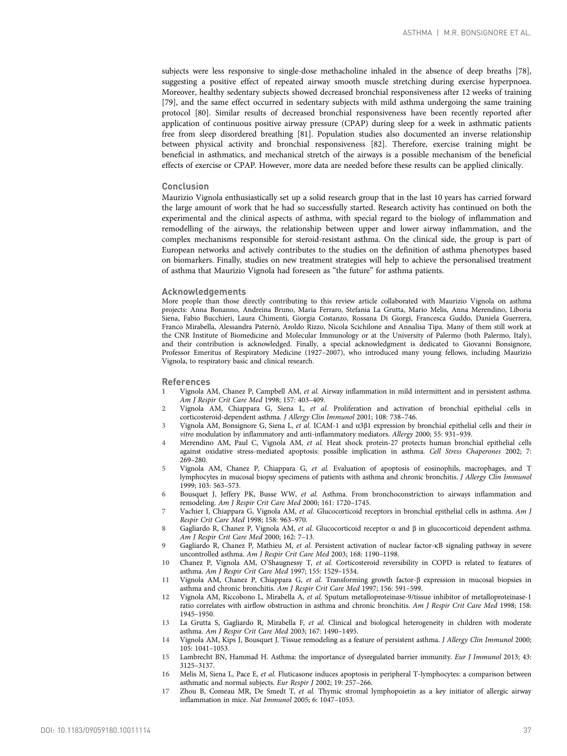subjects were less responsive to single-dose methacholine inhaled in the absence of deep breaths [78], suggesting a positive effect of repeated airway smooth muscle stretching during exercise hyperpnoea. Moreover, healthy sedentary subjects showed decreased bronchial responsiveness after 12 weeks of training [79], and the same effect occurred in sedentary subjects with mild asthma undergoing the same training protocol [80]. Similar results of decreased bronchial responsiveness have been recently reported after application of continuous positive airway pressure (CPAP) during sleep for a week in asthmatic patients free from sleep disordered breathing [81]. Population studies also documented an inverse relationship between physical activity and bronchial responsiveness [82]. Therefore, exercise training might be beneficial in asthmatics, and mechanical stretch of the airways is a possible mechanism of the beneficial effects of exercise or CPAP. However, more data are needed before these results can be applied clinically.

## Conclusion

Maurizio Vignola enthusiastically set up a solid research group that in the last 10 years has carried forward the large amount of work that he had so successfully started. Research activity has continued on both the experimental and the clinical aspects of asthma, with special regard to the biology of inflammation and remodelling of the airways, the relationship between upper and lower airway inflammation, and the complex mechanisms responsible for steroid-resistant asthma. On the clinical side, the group is part of European networks and actively contributes to the studies on the definition of asthma phenotypes based on biomarkers. Finally, studies on new treatment strategies will help to achieve the personalised treatment of asthma that Maurizio Vignola had foreseen as "the future" for asthma patients.

## Acknowledgements

More people than those directly contributing to this review article collaborated with Maurizio Vignola on asthma projects: Anna Bonanno, Andreina Bruno, Maria Ferraro, Stefania La Grutta, Mario Melis, Anna Merendino, Liboria Siena, Fabio Bucchieri, Laura Chimenti, Giorgia Costanzo, Rossana Di Giorgi, Francesca Guddo, Daniela Guerrera, Franco Mirabella, Alessandra Paternò, Aroldo Rizzo, Nicola Scichilone and Annalisa Tipa. Many of them still work at the CNR Institute of Biomedicine and Molecular Immunology or at the University of Palermo (both Palermo, Italy), and their contribution is acknowledged. Finally, a special acknowledgment is dedicated to Giovanni Bonsignore, Professor Emeritus of Respiratory Medicine (1927–2007), who introduced many young fellows, including Maurizio Vignola, to respiratory basic and clinical research.

## References

1 Vignola AM, Chanez P, Campbell AM, *et al.* Airway inflammation in mild intermittent and in persistent asthma. *Am J Respir Crit Care Med* 1998; 157: 403–409.

2 Vignola AM, Chiappara G, Siena L, *et al.* Proliferation and activation of bronchial epithelial cells in corticosteroid-dependent asthma. *J Allergy Clin Immunol* 2001; 108: 738–746.

3 Vignola AM, Bonsignore G, Siena L, *et al.* ICAM-1 and α3β1 expression by bronchial epithelial cells and their *in vitro* modulation by inflammatory and anti-inflammatory mediators. *Allergy* 2000; 55: 931–939.

4 Merendino AM, Paul C, Vignola AM, *et al.* Heat shock protein-27 protects human bronchial epithelial cells against oxidative stress-mediated apoptosis: possible implication in asthma. *Cell Stress Chaperones* 2002; 7: 269–280.

5 Vignola AM, Chanez P, Chiappara G, *et al.* Evaluation of apoptosis of eosinophils, macrophages, and T lymphocytes in mucosal biopsy specimens of patients with asthma and chronic bronchitis. *J Allergy Clin Immunol* 1999; 103: 563–573.

6 Bousquet J, Jeffery PK, Busse WW, *et al.* Asthma. From bronchoconstriction to airways inflammation and remodeling. *Am J Respir Crit Care Med* 2000; 161: 1720–1745.

7 Vachier I, Chiappara G, Vignola AM, *et al.* Glucocorticoid receptors in bronchial epithelial cells in asthma. *Am J Respir Crit Care Med* 1998; 158: 963–970.

8 Gagliardo R, Chanez P, Vignola AM, *et al.* Glucocorticoid receptor α and β in glucocorticoid dependent asthma. *Am J Respir Crit Care Med* 2000; 162: 7–13.

9 Gagliardo R, Chanez P, Mathieu M, *et al.* Persistent activation of nuclear factor-κB signaling pathway in severe uncontrolled asthma. *Am J Respir Crit Care Med* 2003; 168: 1190–1198.

10 Chanez P, Vignola AM, O'Shaugnessy T, *et al.* Corticosteroid reversibility in COPD is related to features of asthma. *Am J Respir Crit Care Med* 1997; 155: 1529–1534.

11 Vignola AM, Chanez P, Chiappara G, *et al.* Transforming growth factor-β expression in mucosal biopsies in asthma and chronic bronchitis. *Am J Respir Crit Care Med* 1997; 156: 591–599.

12 Vignola AM, Riccobono L, Mirabella A, *et al.* Sputum metalloproteinase-9/tissue inhibitor of metalloproteinase-1 ratio correlates with airflow obstruction in asthma and chronic bronchitis. *Am J Respir Crit Care Med* 1998; 158: 1945–1950.

13 La Grutta S, Gagliardo R, Mirabella F, *et al.* Clinical and biological heterogeneity in children with moderate asthma. *Am J Respir Crit Care Med* 2003; 167: 1490–1495.

14 Vignola AM, Kips J, Bousquet J. Tissue remodeling as a feature of persistent asthma. *J Allergy Clin Immunol* 2000; 105: 1041–1053.

15 Lambrecht BN, Hammad H. Asthma: the importance of dysregulated barrier immunity. *Eur J Immunol* 2013; 43: 3125–3137.

16 Melis M, Siena L, Pace E, *et al.* Fluticasone induces apoptosis in peripheral T-lymphocytes: a comparison between asthmatic and normal subjects. *Eur Respir J* 2002; 19: 257–266.

17 Zhou B, Comeau MR, De Smedt T, *et al.* Thymic stromal lymphopoietin as a key initiator of allergic airway inflammation in mice. *Nat Immunol* 2005; 6: 1047–1053.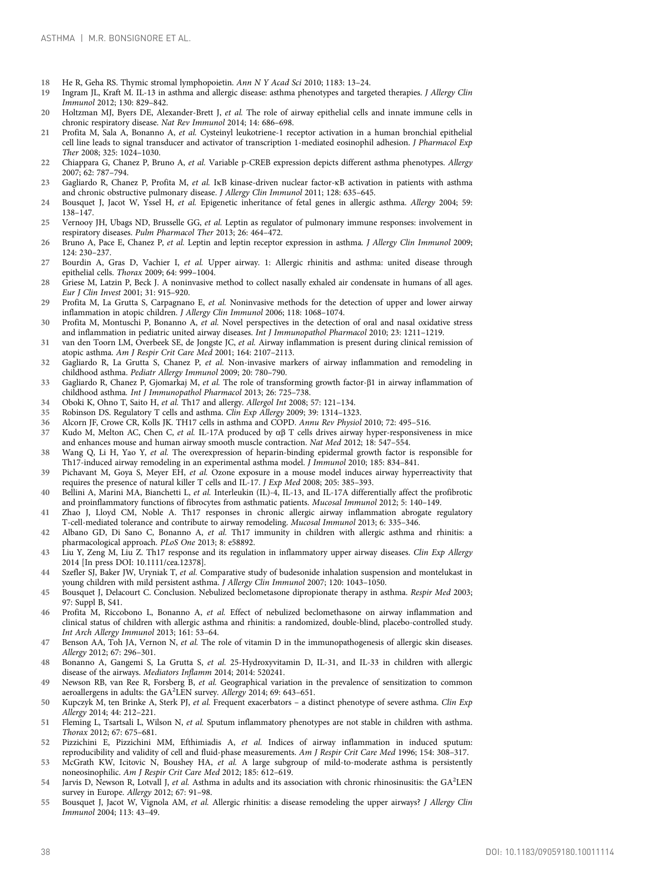18 He R, Geha RS. Thymic stromal lymphopoietin. *Ann N Y Acad Sci* 2010; 1183: 13–24.

19 Ingram JL, Kraft M. IL-13 in asthma and allergic disease: asthma phenotypes and targeted therapies. *J Allergy Clin Immunol* 2012; 130: 829–842.

20 Holtzman MJ, Byers DE, Alexander-Brett J, *et al.* The role of airway epithelial cells and innate immune cells in chronic respiratory disease. *Nat Rev Immunol* 2014; 14: 686–698.

21 Profita M, Sala A, Bonanno A, *et al.* Cysteinyl leukotriene-1 receptor activation in a human bronchial epithelial cell line leads to signal transducer and activator of transcription 1-mediated eosinophil adhesion. *J Pharmacol Exp Ther* 2008; 325: 1024–1030.

22 Chiappara G, Chanez P, Bruno A, *et al.* Variable p-CREB expression depicts different asthma phenotypes. *Allergy* 2007; 62: 787–794.

23 Gagliardo R, Chanez P, Profita M, *et al.* IκB kinase-driven nuclear factor-κB activation in patients with asthma and chronic obstructive pulmonary disease. *J Allergy Clin Immunol* 2011; 128: 635–645.

24 Bousquet J, Jacot W, Yssel H, *et al.* Epigenetic inheritance of fetal genes in allergic asthma. *Allergy* 2004; 59: 138–147.

25 Vernooy JH, Ubags ND, Brusselle GG, *et al.* Leptin as regulator of pulmonary immune responses: involvement in respiratory diseases. *Pulm Pharmacol Ther* 2013; 26: 464–472.

26 Bruno A, Pace E, Chanez P, *et al.* Leptin and leptin receptor expression in asthma. *J Allergy Clin Immunol* 2009; 124: 230–237.

27 Bourdin A, Gras D, Vachier I, *et al.* Upper airway. 1: Allergic rhinitis and asthma: united disease through epithelial cells. *Thorax* 2009; 64: 999–1004.

28 Griese M, Latzin P, Beck J. A noninvasive method to collect nasally exhaled air condensate in humans of all ages. *Eur J Clin Invest* 2001; 31: 915–920.

29 Profita M, La Grutta S, Carpagnano E, *et al.* Noninvasive methods for the detection of upper and lower airway inflammation in atopic children. *J Allergy Clin Immunol* 2006; 118: 1068–1074.

30 Profita M, Montuschi P, Bonanno A, *et al.* Novel perspectives in the detection of oral and nasal oxidative stress and inflammation in pediatric united airway diseases. *Int J Immunopathol Pharmacol* 2010; 23: 1211–1219.

31 van den Toorn LM, Overbeek SE, de Jongste JC, *et al.* Airway inflammation is present during clinical remission of atopic asthma. *Am J Respir Crit Care Med* 2001; 164: 2107–2113.

32 Gagliardo R, La Grutta S, Chanez P, *et al.* Non-invasive markers of airway inflammation and remodeling in childhood asthma. *Pediatr Allergy Immunol* 2009; 20: 780–790.

33 Gagliardo R, Chanez P, Gjomarkaj M, *et al.* The role of transforming growth factor-β1 in airway inflammation of childhood asthma. *Int J Immunopathol Pharmacol* 2013; 26: 725–738.

34 Oboki K, Ohno T, Saito H, *et al.* Th17 and allergy. *Allergol Int* 2008; 57: 121–134.

35 Robinson DS. Regulatory T cells and asthma. *Clin Exp Allergy* 2009; 39: 1314–1323.

36 Alcorn JF, Crowe CR, Kolls JK. TH17 cells in asthma and COPD. *Annu Rev Physiol* 2010; 72: 495–516.

37 Kudo M, Melton AC, Chen C, *et al.* IL-17A produced by αβ T cells drives airway hyper-responsiveness in mice and enhances mouse and human airway smooth muscle contraction. *Nat Med* 2012; 18: 547–554.

38 Wang Q, Li H, Yao Y, *et al.* The overexpression of heparin-binding epidermal growth factor is responsible for Th17-induced airway remodeling in an experimental asthma model. *J Immunol* 2010; 185: 834–841.

39 Pichavant M, Goya S, Meyer EH, *et al.* Ozone exposure in a mouse model induces airway hyperreactivity that requires the presence of natural killer T cells and IL-17. *J Exp Med* 2008; 205: 385–393.

40 Bellini A, Marini MA, Bianchetti L, *et al.* Interleukin (IL)-4, IL-13, and IL-17A differentially affect the profibrotic and proinflammatory functions of fibrocytes from asthmatic patients. *Mucosal Immunol* 2012; 5: 140–149.

41 Zhao J, Lloyd CM, Noble A. Th17 responses in chronic allergic airway inflammation abrogate regulatory T-cell-mediated tolerance and contribute to airway remodeling. *Mucosal Immunol* 2013; 6: 335–346.

42 Albano GD, Di Sano C, Bonanno A, *et al.* Th17 immunity in children with allergic asthma and rhinitis: a pharmacological approach. *PLoS One* 2013; 8: e58892.

43 Liu Y, Zeng M, Liu Z. Th17 response and its regulation in inflammatory upper airway diseases. *Clin Exp Allergy* 2014 [In press DOI: 10.1111/cea.12378].

44 Szefler SJ, Baker JW, Uryniak T, *et al.* Comparative study of budesonide inhalation suspension and montelukast in young children with mild persistent asthma. *J Allergy Clin Immunol* 2007; 120: 1043–1050.

45 Bousquet J, Delacourt C. Conclusion. Nebulized beclometasone dipropionate therapy in asthma. *Respir Med* 2003; 97: Suppl B, S41.

46 Profita M, Riccobono L, Bonanno A, *et al.* Effect of nebulized beclomethasone on airway inflammation and clinical status of children with allergic asthma and rhinitis: a randomized, double-blind, placebo-controlled study. *Int Arch Allergy Immunol* 2013; 161: 53–64.

47 Benson AA, Toh JA, Vernon N, *et al.* The role of vitamin D in the immunopathogenesis of allergic skin diseases. *Allergy* 2012; 67: 296–301.

48 Bonanno A, Gangemi S, La Grutta S, *et al.* 25-Hydroxyvitamin D, IL-31, and IL-33 in children with allergic disease of the airways. *Mediators Inflamm* 2014; 2014: 520241.

49 Newson RB, van Ree R, Forsberg B, *et al.* Geographical variation in the prevalence of sensitization to common aeroallergens in adults: the GA$^2$LEN survey. *Allergy* 2014; 69: 643–651.

50 Kupczyk M, ten Brinke A, Sterk PJ, *et al.* Frequent exacerbators – a distinct phenotype of severe asthma. *Clin Exp Allergy* 2014; 44: 212–221.

51 Fleming L, Tsartsali L, Wilson N, *et al.* Sputum inflammatory phenotypes are not stable in children with asthma. *Thorax* 2012; 67: 675–681.

52 Pizzichini E, Pizzichini MM, Efthimiadis A, *et al.* Indices of airway inflammation in induced sputum: reproducibility and validity of cell and fluid-phase measurements. *Am J Respir Crit Care Med* 1996; 154: 308–317.

53 McGrath KW, Icitovic N, Boushey HA, *et al.* A large subgroup of mild-to-moderate asthma is persistently noneosinophilic. *Am J Respir Crit Care Med* 2012; 185: 612–619.

54 Jarvis D, Newson R, Lotvall J, *et al.* Asthma in adults and its association with chronic rhinosinusitis: the GA$^2$LEN survey in Europe. *Allergy* 2012; 67: 91–98.

55 Bousquet J, Jacot W, Vignola AM, *et al.* Allergic rhinitis: a disease remodeling the upper airways? *J Allergy Clin Immunol* 2004; 113: 43–49.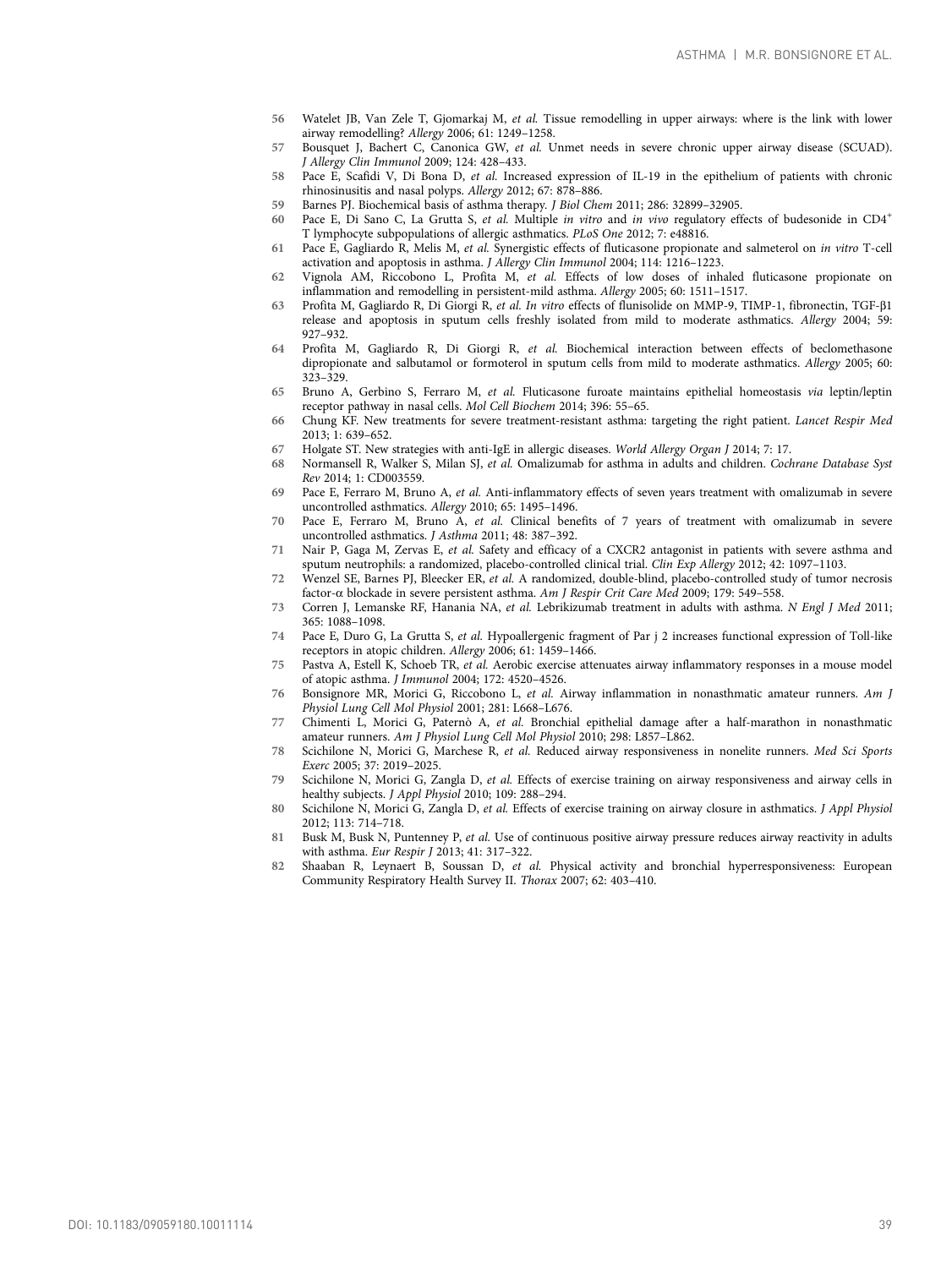56 Watelet JB, Van Zele T, Gjomarkaj M, *et al.* Tissue remodelling in upper airways: where is the link with lower airway remodelling? *Allergy* 2006; 61: 1249–1258.

57 Bousquet J, Bachert C, Canonica GW, *et al.* Unmet needs in severe chronic upper airway disease (SCUAD). *J Allergy Clin Immunol* 2009; 124: 428–433.

58 Pace E, Scafidi V, Di Bona D, *et al.* Increased expression of IL-19 in the epithelium of patients with chronic rhinosinusitis and nasal polyps. *Allergy* 2012; 67: 878–886.

59 Barnes PJ. Biochemical basis of asthma therapy. *J Biol Chem* 2011; 286: 32899–32905.

60 Pace E, Di Sano C, La Grutta S, *et al.* Multiple *in vitro* and *in vivo* regulatory effects of budesonide in $CD4^+$ T lymphocyte subpopulations of allergic asthmatics. *PLoS One* 2012; 7: e48816.

61 Pace E, Gagliardo R, Melis M, *et al.* Synergistic effects of fluticasone propionate and salmeterol on *in vitro* T-cell activation and apoptosis in asthma. *J Allergy Clin Immunol* 2004; 114: 1216–1223.

62 Vignola AM, Riccobono L, Profita M, *et al.* Effects of low doses of inhaled fluticasone propionate on inflammation and remodelling in persistent-mild asthma. *Allergy* 2005; 60: 1511–1517.

63 Profita M, Gagliardo R, Di Giorgi R, *et al. In vitro* effects of flunisolide on MMP-9, TIMP-1, fibronectin, TGF-β1 release and apoptosis in sputum cells freshly isolated from mild to moderate asthmatics. *Allergy* 2004; 59: 927–932.

64 Profita M, Gagliardo R, Di Giorgi R, *et al.* Biochemical interaction between effects of beclomethasone dipropionate and salbutamol or formoterol in sputum cells from mild to moderate asthmatics. *Allergy* 2005; 60: 323–329.

65 Bruno A, Gerbino S, Ferraro M, *et al.* Fluticasone furoate maintains epithelial homeostasis *via* leptin/leptin receptor pathway in nasal cells. *Mol Cell Biochem* 2014; 396: 55–65.

66 Chung KF. New treatments for severe treatment-resistant asthma: targeting the right patient. *Lancet Respir Med* 2013; 1: 639–652.

67 Holgate ST. New strategies with anti-IgE in allergic diseases. *World Allergy Organ J* 2014; 7: 17.

68 Normansell R, Walker S, Milan SJ, *et al.* Omalizumab for asthma in adults and children. *Cochrane Database Syst Rev* 2014; 1: CD003559.

69 Pace E, Ferraro M, Bruno A, *et al.* Anti-inflammatory effects of seven years treatment with omalizumab in severe uncontrolled asthmatics. *Allergy* 2010; 65: 1495–1496.

70 Pace E, Ferraro M, Bruno A, *et al.* Clinical benefits of 7 years of treatment with omalizumab in severe uncontrolled asthmatics. *J Asthma* 2011; 48: 387–392.

71 Nair P, Gaga M, Zervas E, *et al.* Safety and efficacy of a CXCR2 antagonist in patients with severe asthma and sputum neutrophils: a randomized, placebo-controlled clinical trial. *Clin Exp Allergy* 2012; 42: 1097–1103.

72 Wenzel SE, Barnes PJ, Bleecker ER, *et al.* A randomized, double-blind, placebo-controlled study of tumor necrosis factor-α blockade in severe persistent asthma. *Am J Respir Crit Care Med* 2009; 179: 549–558.

73 Corren J, Lemanske RF, Hanania NA, *et al.* Lebrikizumab treatment in adults with asthma. *N Engl J Med* 2011; 365: 1088–1098.

74 Pace E, Duro G, La Grutta S, *et al.* Hypoallergenic fragment of Par j 2 increases functional expression of Toll-like receptors in atopic children. *Allergy* 2006; 61: 1459–1466.

75 Pastva A, Estell K, Schoeb TR, *et al.* Aerobic exercise attenuates airway inflammatory responses in a mouse model of atopic asthma. *J Immunol* 2004; 172: 4520–4526.

76 Bonsignore MR, Morici G, Riccobono L, *et al.* Airway inflammation in nonasthmatic amateur runners. *Am J Physiol Lung Cell Mol Physiol* 2001; 281: L668–L676.

77 Chimenti L, Morici G, Paternò A, *et al.* Bronchial epithelial damage after a half-marathon in nonasthmatic amateur runners. *Am J Physiol Lung Cell Mol Physiol* 2010; 298: L857–L862.

78 Scichilone N, Morici G, Marchese R, *et al.* Reduced airway responsiveness in nonelite runners. *Med Sci Sports Exerc* 2005; 37: 2019–2025.

79 Scichilone N, Morici G, Zangla D, *et al.* Effects of exercise training on airway responsiveness and airway cells in healthy subjects. *J Appl Physiol* 2010; 109: 288–294.

80 Scichilone N, Morici G, Zangla D, *et al.* Effects of exercise training on airway closure in asthmatics. *J Appl Physiol* 2012; 113: 714–718.

81 Busk M, Busk N, Puntenney P, *et al.* Use of continuous positive airway pressure reduces airway reactivity in adults with asthma. *Eur Respir J* 2013; 41: 317–322.

82 Shaaban R, Leynaert B, Soussan D, *et al.* Physical activity and bronchial hyperresponsiveness: European Community Respiratory Health Survey II. *Thorax* 2007; 62: 403–410.